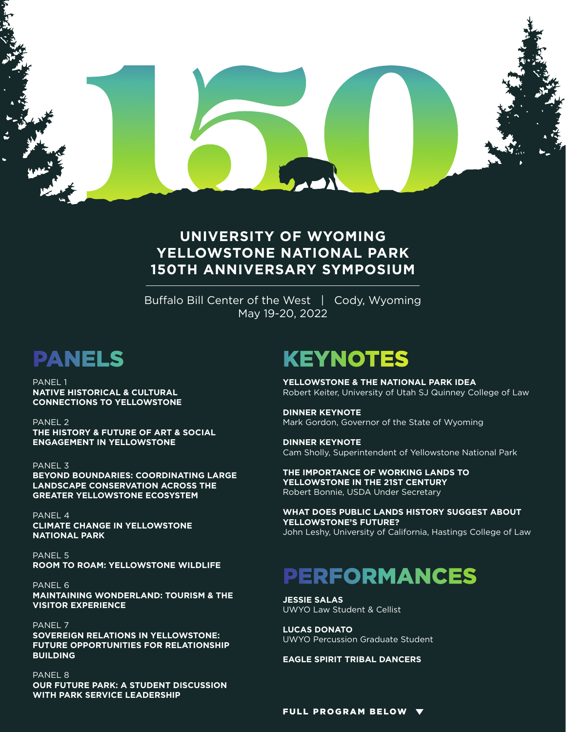# 150

## UNIVERSITY OF WYOMING YELLOWSTONE NATIONAL PARK 150TH ANNIVERSARY SYMPOSIUM

Buffalo Bill Center of the West | Cody, Wyoming
May 19-20, 2022

## PANELS

PANEL 1
**NATIVE HISTORICAL & CULTURAL CONNECTIONS TO YELLOWSTONE**

PANEL 2
**THE HISTORY & FUTURE OF ART & SOCIAL ENGAGEMENT IN YELLOWSTONE**

PANEL 3
**BEYOND BOUNDARIES: COORDINATING LARGE LANDSCAPE CONSERVATION ACROSS THE GREATER YELLOWSTONE ECOSYSTEM**

PANEL 4
**CLIMATE CHANGE IN YELLOWSTONE NATIONAL PARK**

PANEL 5
**ROOM TO ROAM: YELLOWSTONE WILDLIFE**

PANEL 6
**MAINTAINING WONDERLAND: TOURISM & THE VISITOR EXPERIENCE**

PANEL 7
**SOVEREIGN RELATIONS IN YELLOWSTONE: FUTURE OPPORTUNITIES FOR RELATIONSHIP BUILDING**

PANEL 8
**OUR FUTURE PARK: A STUDENT DISCUSSION WITH PARK SERVICE LEADERSHIP**

## KEYNOTES

**YELLOWSTONE & THE NATIONAL PARK IDEA**
Robert Keiter, University of Utah SJ Quinney College of Law

**DINNER KEYNOTE**
Mark Gordon, Governor of the State of Wyoming

**DINNER KEYNOTE**
Cam Sholly, Superintendent of Yellowstone National Park

**THE IMPORTANCE OF WORKING LANDS TO YELLOWSTONE IN THE 21ST CENTURY**
Robert Bonnie, USDA Under Secretary

**WHAT DOES PUBLIC LANDS HISTORY SUGGEST ABOUT YELLOWSTONE'S FUTURE?**
John Leshy, University of California, Hastings College of Law

## PERFORMANCES

**JESSIE SALAS**
UWYO Law Student & Cellist

**LUCAS DONATO**
UWYO Percussion Graduate Student

**EAGLE SPIRIT TRIBAL DANCERS**

**FULL PROGRAM BELOW ▼**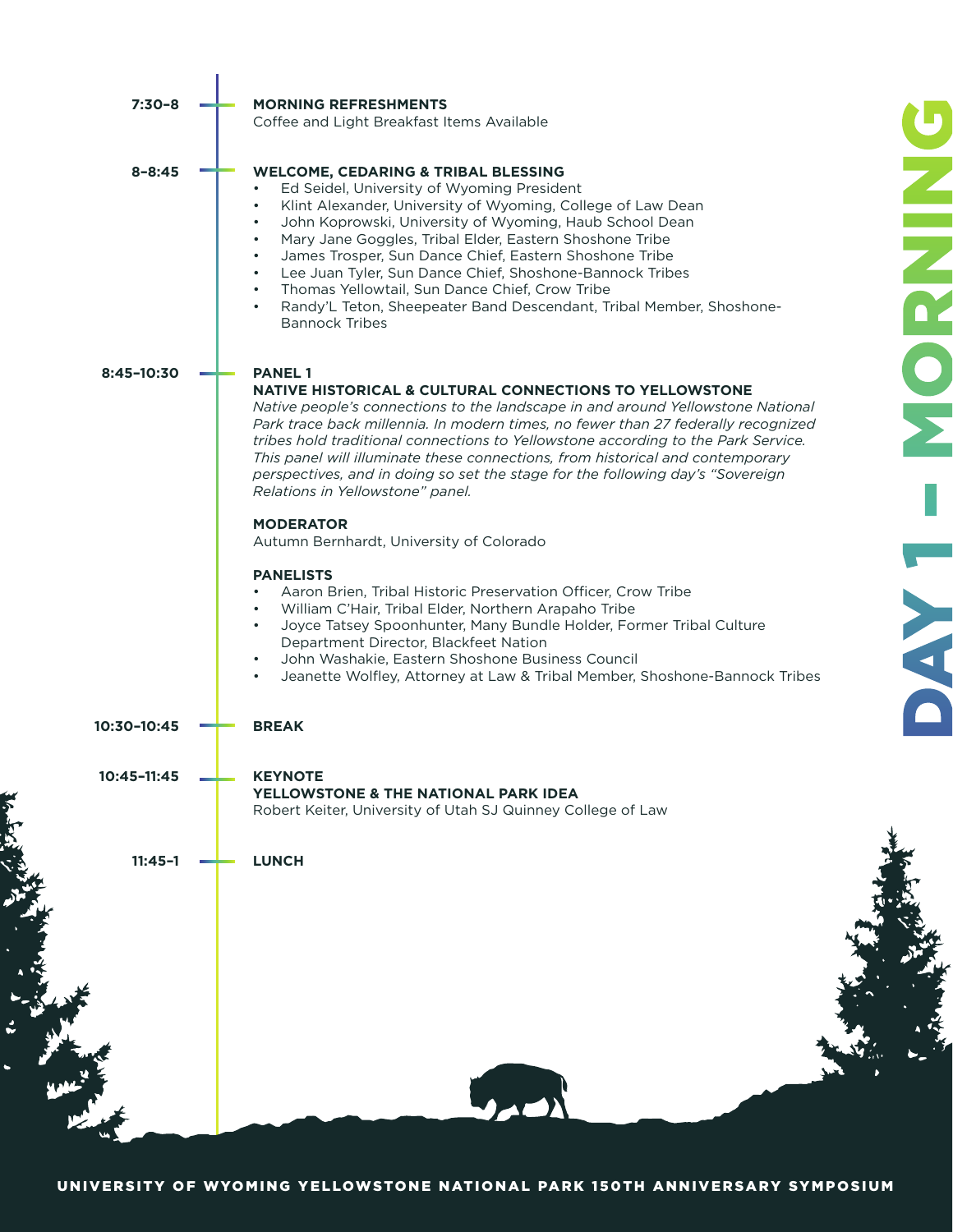# DAY 1 – MORNING

**7:30–8** — **MORNING REFRESHMENTS**
Coffee and Light Breakfast Items Available

**8–8:45** — **WELCOME, CEDARING & TRIBAL BLESSING**

- Ed Seidel, University of Wyoming President
- Klint Alexander, University of Wyoming, College of Law Dean
- John Koprowski, University of Wyoming, Haub School Dean
- Mary Jane Goggles, Tribal Elder, Eastern Shoshone Tribe
- James Trosper, Sun Dance Chief, Eastern Shoshone Tribe
- Lee Juan Tyler, Sun Dance Chief, Shoshone-Bannock Tribes
- Thomas Yellowtail, Sun Dance Chief, Crow Tribe
- Randy'L Teton, Sheepeater Band Descendant, Tribal Member, Shoshone-Bannock Tribes

**8:45–10:30** — **PANEL 1**

**NATIVE HISTORICAL & CULTURAL CONNECTIONS TO YELLOWSTONE**

*Native people's connections to the landscape in and around Yellowstone National Park trace back millennia. In modern times, no fewer than 27 federally recognized tribes hold traditional connections to Yellowstone according to the Park Service. This panel will illuminate these connections, from historical and contemporary perspectives, and in doing so set the stage for the following day's "Sovereign Relations in Yellowstone" panel.*

**MODERATOR**
Autumn Bernhardt, University of Colorado

**PANELISTS**

- Aaron Brien, Tribal Historic Preservation Officer, Crow Tribe
- William C'Hair, Tribal Elder, Northern Arapaho Tribe
- Joyce Tatsey Spoonhunter, Many Bundle Holder, Former Tribal Culture Department Director, Blackfeet Nation
- John Washakie, Eastern Shoshone Business Council
- Jeanette Wolfley, Attorney at Law & Tribal Member, Shoshone-Bannock Tribes

**10:30–10:45** — **BREAK**

**10:45–11:45** — **KEYNOTE**

**YELLOWSTONE & THE NATIONAL PARK IDEA**
Robert Keiter, University of Utah SJ Quinney College of Law

**11:45–1** — **LUNCH**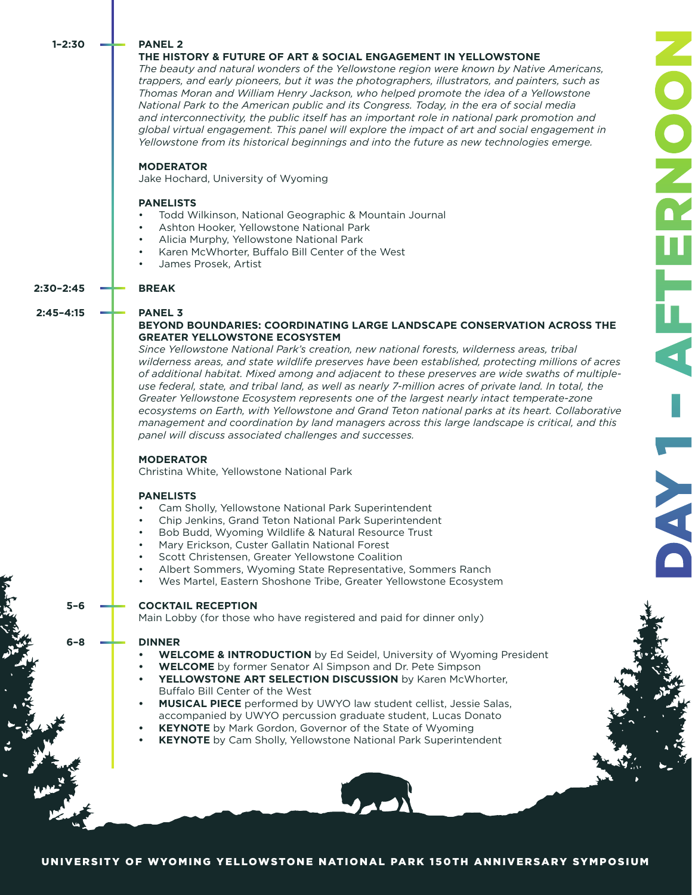# DAY 1 – AFTERNOON

**1–2:30**

## PANEL 2

### THE HISTORY & FUTURE OF ART & SOCIAL ENGAGEMENT IN YELLOWSTONE

*The beauty and natural wonders of the Yellowstone region were known by Native Americans, trappers, and early pioneers, but it was the photographers, illustrators, and painters, such as Thomas Moran and William Henry Jackson, who helped promote the idea of a Yellowstone National Park to the American public and its Congress. Today, in the era of social media and interconnectivity, the public itself has an important role in national park promotion and global virtual engagement. This panel will explore the impact of art and social engagement in Yellowstone from its historical beginnings and into the future as new technologies emerge.*

**MODERATOR**

Jake Hochard, University of Wyoming

**PANELISTS**

- Todd Wilkinson, National Geographic & Mountain Journal
- Ashton Hooker, Yellowstone National Park
- Alicia Murphy, Yellowstone National Park
- Karen McWhorter, Buffalo Bill Center of the West
- James Prosek, Artist

**2:30–2:45**

## BREAK

**2:45–4:15**

## PANEL 3

### BEYOND BOUNDARIES: COORDINATING LARGE LANDSCAPE CONSERVATION ACROSS THE GREATER YELLOWSTONE ECOSYSTEM

*Since Yellowstone National Park's creation, new national forests, wilderness areas, tribal wilderness areas, and state wildlife preserves have been established, protecting millions of acres of additional habitat. Mixed among and adjacent to these preserves are wide swaths of multiple-use federal, state, and tribal land, as well as nearly 7-million acres of private land. In total, the Greater Yellowstone Ecosystem represents one of the largest nearly intact temperate-zone ecosystems on Earth, with Yellowstone and Grand Teton national parks at its heart. Collaborative management and coordination by land managers across this large landscape is critical, and this panel will discuss associated challenges and successes.*

**MODERATOR**

Christina White, Yellowstone National Park

**PANELISTS**

- Cam Sholly, Yellowstone National Park Superintendent
- Chip Jenkins, Grand Teton National Park Superintendent
- Bob Budd, Wyoming Wildlife & Natural Resource Trust
- Mary Erickson, Custer Gallatin National Forest
- Scott Christensen, Greater Yellowstone Coalition
- Albert Sommers, Wyoming State Representative, Sommers Ranch
- Wes Martel, Eastern Shoshone Tribe, Greater Yellowstone Ecosystem

**5–6**

## COCKTAIL RECEPTION

Main Lobby (for those who have registered and paid for dinner only)

**6–8**

## DINNER

- **WELCOME & INTRODUCTION** by Ed Seidel, University of Wyoming President
- **WELCOME** by former Senator Al Simpson and Dr. Pete Simpson
- **YELLOWSTONE ART SELECTION DISCUSSION** by Karen McWhorter, Buffalo Bill Center of the West
- **MUSICAL PIECE** performed by UWYO law student cellist, Jessie Salas, accompanied by UWYO percussion graduate student, Lucas Donato
- **KEYNOTE** by Mark Gordon, Governor of the State of Wyoming
- **KEYNOTE** by Cam Sholly, Yellowstone National Park Superintendent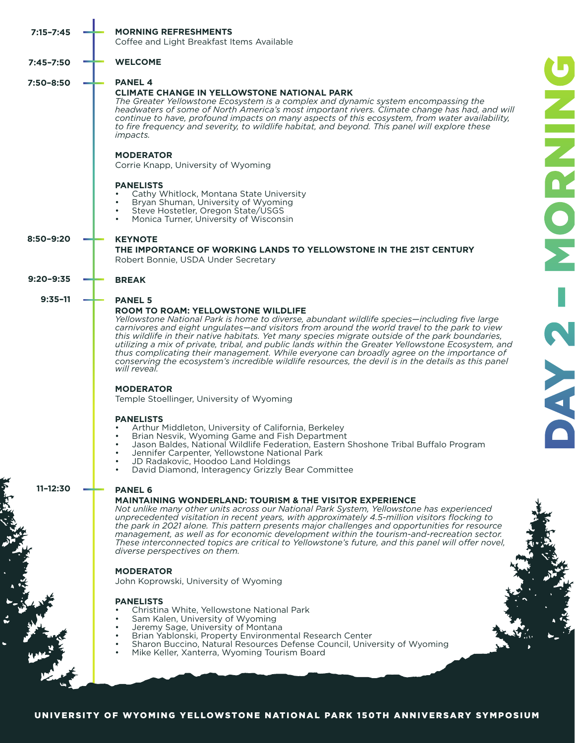# DAY 2 – MORNING

**7:15–7:45** — **MORNING REFRESHMENTS**
Coffee and Light Breakfast Items Available

**7:45–7:50** — **WELCOME**

**7:50–8:50** — **PANEL 4**

## CLIMATE CHANGE IN YELLOWSTONE NATIONAL PARK

*The Greater Yellowstone Ecosystem is a complex and dynamic system encompassing the headwaters of some of North America's most important rivers. Climate change has had, and will continue to have, profound impacts on many aspects of this ecosystem, from water availability, to fire frequency and severity, to wildlife habitat, and beyond. This panel will explore these impacts.*

**MODERATOR**
Corrie Knapp, University of Wyoming

**PANELISTS**

- Cathy Whitlock, Montana State University
- Bryan Shuman, University of Wyoming
- Steve Hostetler, Oregon State/USGS
- Monica Turner, University of Wisconsin

**8:50–9:20** — **KEYNOTE**

## THE IMPORTANCE OF WORKING LANDS TO YELLOWSTONE IN THE 21ST CENTURY

Robert Bonnie, USDA Under Secretary

**9:20–9:35** — **BREAK**

**9:35–11** — **PANEL 5**

## ROOM TO ROAM: YELLOWSTONE WILDLIFE

*Yellowstone National Park is home to diverse, abundant wildlife species—including five large carnivores and eight ungulates—and visitors from around the world travel to the park to view this wildlife in their native habitats. Yet many species migrate outside of the park boundaries, utilizing a mix of private, tribal, and public lands within the Greater Yellowstone Ecosystem, and thus complicating their management. While everyone can broadly agree on the importance of conserving the ecosystem's incredible wildlife resources, the devil is in the details as this panel will reveal.*

**MODERATOR**
Temple Stoellinger, University of Wyoming

**PANELISTS**

- Arthur Middleton, University of California, Berkeley
- Brian Nesvik, Wyoming Game and Fish Department
- Jason Baldes, National Wildlife Federation, Eastern Shoshone Tribal Buffalo Program
- Jennifer Carpenter, Yellowstone National Park
- JD Radakovic, Hoodoo Land Holdings
- David Diamond, Interagency Grizzly Bear Committee

**11–12:30** — **PANEL 6**

## MAINTAINING WONDERLAND: TOURISM & THE VISITOR EXPERIENCE

*Not unlike many other units across our National Park System, Yellowstone has experienced unprecedented visitation in recent years, with approximately 4.5-million visitors flocking to the park in 2021 alone. This pattern presents major challenges and opportunities for resource management, as well as for economic development within the tourism-and-recreation sector. These interconnected topics are critical to Yellowstone's future, and this panel will offer novel, diverse perspectives on them.*

**MODERATOR**
John Koprowski, University of Wyoming

**PANELISTS**

- Christina White, Yellowstone National Park
- Sam Kalen, University of Wyoming
- Jeremy Sage, University of Montana
- Brian Yablonski, Property Environmental Research Center
- Sharon Buccino, Natural Resources Defense Council, University of Wyoming
- Mike Keller, Xanterra, Wyoming Tourism Board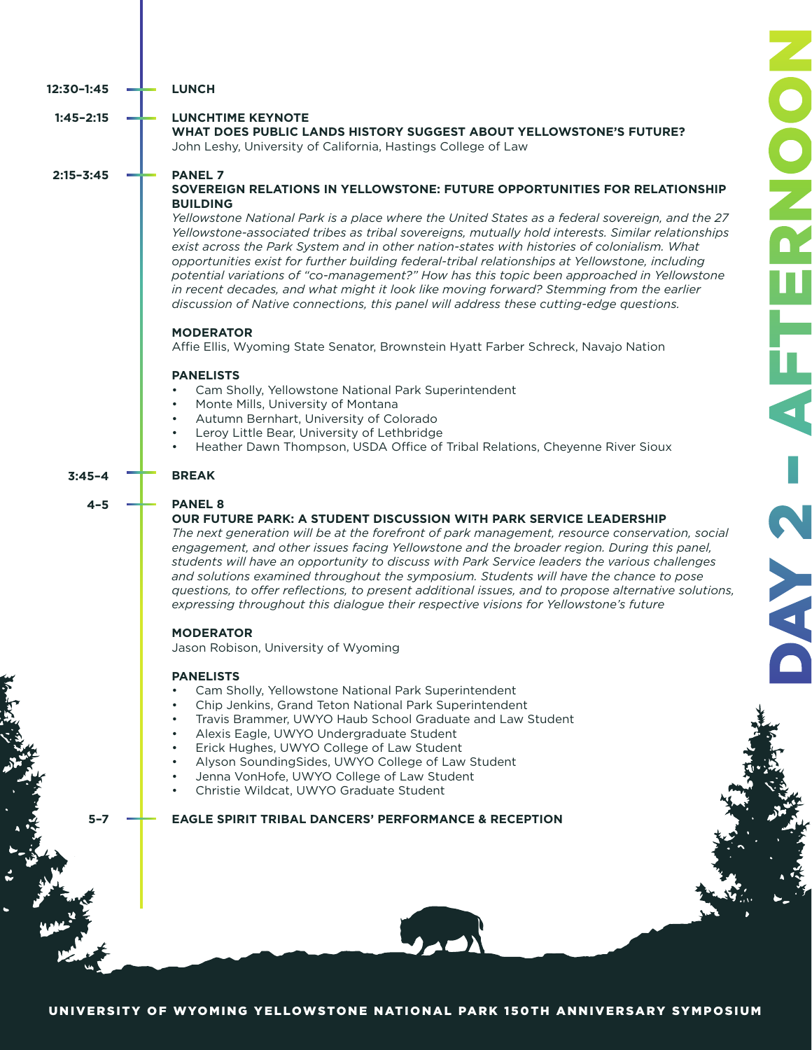# DAY 2 – AFTERNOON

**12:30–1:45** — **LUNCH**

**1:45–2:15** — **LUNCHTIME KEYNOTE**

**WHAT DOES PUBLIC LANDS HISTORY SUGGEST ABOUT YELLOWSTONE'S FUTURE?**

John Leshy, University of California, Hastings College of Law

**2:15–3:45** — **PANEL 7**

**SOVEREIGN RELATIONS IN YELLOWSTONE: FUTURE OPPORTUNITIES FOR RELATIONSHIP BUILDING**

*Yellowstone National Park is a place where the United States as a federal sovereign, and the 27 Yellowstone-associated tribes as tribal sovereigns, mutually hold interests. Similar relationships exist across the Park System and in other nation-states with histories of colonialism. What opportunities exist for further building federal-tribal relationships at Yellowstone, including potential variations of "co-management?" How has this topic been approached in Yellowstone in recent decades, and what might it look like moving forward? Stemming from the earlier discussion of Native connections, this panel will address these cutting-edge questions.*

**MODERATOR**

Affie Ellis, Wyoming State Senator, Brownstein Hyatt Farber Schreck, Navajo Nation

**PANELISTS**

- Cam Sholly, Yellowstone National Park Superintendent
- Monte Mills, University of Montana
- Autumn Bernhart, University of Colorado
- Leroy Little Bear, University of Lethbridge
- Heather Dawn Thompson, USDA Office of Tribal Relations, Cheyenne River Sioux

**3:45–4** — **BREAK**

**4–5** — **PANEL 8**

**OUR FUTURE PARK: A STUDENT DISCUSSION WITH PARK SERVICE LEADERSHIP**

*The next generation will be at the forefront of park management, resource conservation, social engagement, and other issues facing Yellowstone and the broader region. During this panel, students will have an opportunity to discuss with Park Service leaders the various challenges and solutions examined throughout the symposium. Students will have the chance to pose questions, to offer reflections, to present additional issues, and to propose alternative solutions, expressing throughout this dialogue their respective visions for Yellowstone's future*

**MODERATOR**

Jason Robison, University of Wyoming

**PANELISTS**

- Cam Sholly, Yellowstone National Park Superintendent
- Chip Jenkins, Grand Teton National Park Superintendent
- Travis Brammer, UWYO Haub School Graduate and Law Student
- Alexis Eagle, UWYO Undergraduate Student
- Erick Hughes, UWYO College of Law Student
- Alyson SoundingSides, UWYO College of Law Student
- Jenna VonHofe, UWYO College of Law Student
- Christie Wildcat, UWYO Graduate Student

**5–7** — **EAGLE SPIRIT TRIBAL DANCERS' PERFORMANCE & RECEPTION**